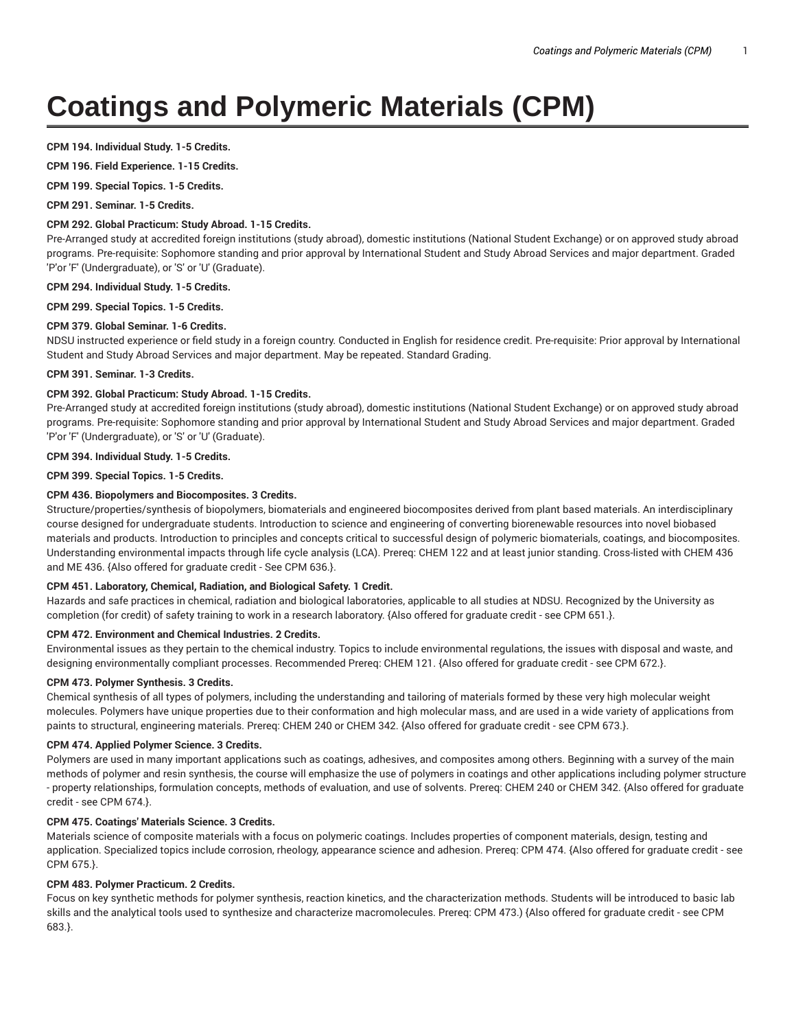# Coatings and Polymeric Materials (CPM)

**CPM 194. Individual Study. 1-5 Credits.**

**CPM 196. Field Experience. 1-15 Credits.**

**CPM 199. Special Topics. 1-5 Credits.**

**CPM 291. Seminar. 1-5 Credits.**

**CPM 292. Global Practicum: Study Abroad. 1-15 Credits.**

Pre-Arranged study at accredited foreign institutions (study abroad), domestic institutions (National Student Exchange) or on approved study abroad programs. Pre-requisite: Sophomore standing and prior approval by International Student and Study Abroad Services and major department. Graded 'P'or 'F' (Undergraduate), or 'S' or 'U' (Graduate).

**CPM 294. Individual Study. 1-5 Credits.**

**CPM 299. Special Topics. 1-5 Credits.**

**CPM 379. Global Seminar. 1-6 Credits.**

NDSU instructed experience or field study in a foreign country. Conducted in English for residence credit. Pre-requisite: Prior approval by International Student and Study Abroad Services and major department. May be repeated. Standard Grading.

**CPM 391. Seminar. 1-3 Credits.**

**CPM 392. Global Practicum: Study Abroad. 1-15 Credits.**

Pre-Arranged study at accredited foreign institutions (study abroad), domestic institutions (National Student Exchange) or on approved study abroad programs. Pre-requisite: Sophomore standing and prior approval by International Student and Study Abroad Services and major department. Graded 'P'or 'F' (Undergraduate), or 'S' or 'U' (Graduate).

**CPM 394. Individual Study. 1-5 Credits.**

**CPM 399. Special Topics. 1-5 Credits.**

**CPM 436. Biopolymers and Biocomposites. 3 Credits.**

Structure/properties/synthesis of biopolymers, biomaterials and engineered biocomposites derived from plant based materials. An interdisciplinary course designed for undergraduate students. Introduction to science and engineering of converting biorenewable resources into novel biobased materials and products. Introduction to principles and concepts critical to successful design of polymeric biomaterials, coatings, and biocomposites. Understanding environmental impacts through life cycle analysis (LCA). Prereq: CHEM 122 and at least junior standing. Cross-listed with CHEM 436 and ME 436. {Also offered for graduate credit - See CPM 636.}.

**CPM 451. Laboratory, Chemical, Radiation, and Biological Safety. 1 Credit.**

Hazards and safe practices in chemical, radiation and biological laboratories, applicable to all studies at NDSU. Recognized by the University as completion (for credit) of safety training to work in a research laboratory. {Also offered for graduate credit - see CPM 651.}.

**CPM 472. Environment and Chemical Industries. 2 Credits.**

Environmental issues as they pertain to the chemical industry. Topics to include environmental regulations, the issues with disposal and waste, and designing environmentally compliant processes. Recommended Prereq: CHEM 121. {Also offered for graduate credit - see CPM 672.}.

**CPM 473. Polymer Synthesis. 3 Credits.**

Chemical synthesis of all types of polymers, including the understanding and tailoring of materials formed by these very high molecular weight molecules. Polymers have unique properties due to their conformation and high molecular mass, and are used in a wide variety of applications from paints to structural, engineering materials. Prereq: CHEM 240 or CHEM 342. {Also offered for graduate credit - see CPM 673.}.

**CPM 474. Applied Polymer Science. 3 Credits.**

Polymers are used in many important applications such as coatings, adhesives, and composites among others. Beginning with a survey of the main methods of polymer and resin synthesis, the course will emphasize the use of polymers in coatings and other applications including polymer structure - property relationships, formulation concepts, methods of evaluation, and use of solvents. Prereq: CHEM 240 or CHEM 342. {Also offered for graduate credit - see CPM 674.}.

**CPM 475. Coatings' Materials Science. 3 Credits.**

Materials science of composite materials with a focus on polymeric coatings. Includes properties of component materials, design, testing and application. Specialized topics include corrosion, rheology, appearance science and adhesion. Prereq: CPM 474. {Also offered for graduate credit - see CPM 675.}.

**CPM 483. Polymer Practicum. 2 Credits.**

Focus on key synthetic methods for polymer synthesis, reaction kinetics, and the characterization methods. Students will be introduced to basic lab skills and the analytical tools used to synthesize and characterize macromolecules. Prereq: CPM 473.) {Also offered for graduate credit - see CPM 683.}.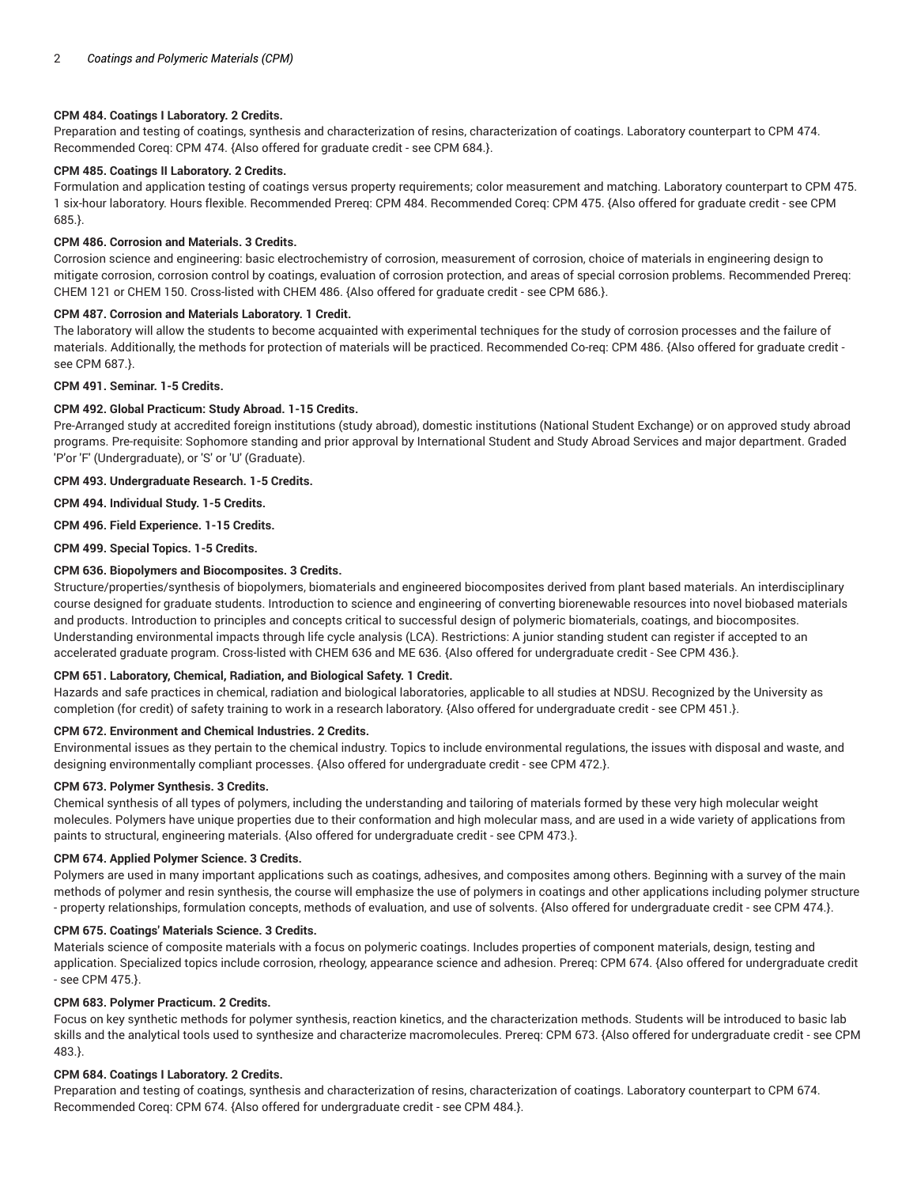**CPM 484. Coatings I Laboratory. 2 Credits.**

Preparation and testing of coatings, synthesis and characterization of resins, characterization of coatings. Laboratory counterpart to CPM 474. Recommended Coreq: CPM 474. {Also offered for graduate credit - see CPM 684.}.

**CPM 485. Coatings II Laboratory. 2 Credits.**

Formulation and application testing of coatings versus property requirements; color measurement and matching. Laboratory counterpart to CPM 475. 1 six-hour laboratory. Hours flexible. Recommended Prereq: CPM 484. Recommended Coreq: CPM 475. {Also offered for graduate credit - see CPM 685.}.

**CPM 486. Corrosion and Materials. 3 Credits.**

Corrosion science and engineering: basic electrochemistry of corrosion, measurement of corrosion, choice of materials in engineering design to mitigate corrosion, corrosion control by coatings, evaluation of corrosion protection, and areas of special corrosion problems. Recommended Prereq: CHEM 121 or CHEM 150. Cross-listed with CHEM 486. {Also offered for graduate credit - see CPM 686.}.

**CPM 487. Corrosion and Materials Laboratory. 1 Credit.**

The laboratory will allow the students to become acquainted with experimental techniques for the study of corrosion processes and the failure of materials. Additionally, the methods for protection of materials will be practiced. Recommended Co-req: CPM 486. {Also offered for graduate credit - see CPM 687.}.

**CPM 491. Seminar. 1-5 Credits.**

**CPM 492. Global Practicum: Study Abroad. 1-15 Credits.**

Pre-Arranged study at accredited foreign institutions (study abroad), domestic institutions (National Student Exchange) or on approved study abroad programs. Pre-requisite: Sophomore standing and prior approval by International Student and Study Abroad Services and major department. Graded 'P'or 'F' (Undergraduate), or 'S' or 'U' (Graduate).

**CPM 493. Undergraduate Research. 1-5 Credits.**

**CPM 494. Individual Study. 1-5 Credits.**

**CPM 496. Field Experience. 1-15 Credits.**

**CPM 499. Special Topics. 1-5 Credits.**

**CPM 636. Biopolymers and Biocomposites. 3 Credits.**

Structure/properties/synthesis of biopolymers, biomaterials and engineered biocomposites derived from plant based materials. An interdisciplinary course designed for graduate students. Introduction to science and engineering of converting biorenewable resources into novel biobased materials and products. Introduction to principles and concepts critical to successful design of polymeric biomaterials, coatings, and biocomposites. Understanding environmental impacts through life cycle analysis (LCA). Restrictions: A junior standing student can register if accepted to an accelerated graduate program. Cross-listed with CHEM 636 and ME 636. {Also offered for undergraduate credit - See CPM 436.}.

**CPM 651. Laboratory, Chemical, Radiation, and Biological Safety. 1 Credit.**

Hazards and safe practices in chemical, radiation and biological laboratories, applicable to all studies at NDSU. Recognized by the University as completion (for credit) of safety training to work in a research laboratory. {Also offered for undergraduate credit - see CPM 451.}.

**CPM 672. Environment and Chemical Industries. 2 Credits.**

Environmental issues as they pertain to the chemical industry. Topics to include environmental regulations, the issues with disposal and waste, and designing environmentally compliant processes. {Also offered for undergraduate credit - see CPM 472.}.

**CPM 673. Polymer Synthesis. 3 Credits.**

Chemical synthesis of all types of polymers, including the understanding and tailoring of materials formed by these very high molecular weight molecules. Polymers have unique properties due to their conformation and high molecular mass, and are used in a wide variety of applications from paints to structural, engineering materials. {Also offered for undergraduate credit - see CPM 473.}.

**CPM 674. Applied Polymer Science. 3 Credits.**

Polymers are used in many important applications such as coatings, adhesives, and composites among others. Beginning with a survey of the main methods of polymer and resin synthesis, the course will emphasize the use of polymers in coatings and other applications including polymer structure - property relationships, formulation concepts, methods of evaluation, and use of solvents. {Also offered for undergraduate credit - see CPM 474.}.

**CPM 675. Coatings' Materials Science. 3 Credits.**

Materials science of composite materials with a focus on polymeric coatings. Includes properties of component materials, design, testing and application. Specialized topics include corrosion, rheology, appearance science and adhesion. Prereq: CPM 674. {Also offered for undergraduate credit - see CPM 475.}.

**CPM 683. Polymer Practicum. 2 Credits.**

Focus on key synthetic methods for polymer synthesis, reaction kinetics, and the characterization methods. Students will be introduced to basic lab skills and the analytical tools used to synthesize and characterize macromolecules. Prereq: CPM 673. {Also offered for undergraduate credit - see CPM 483.}.

**CPM 684. Coatings I Laboratory. 2 Credits.**

Preparation and testing of coatings, synthesis and characterization of resins, characterization of coatings. Laboratory counterpart to CPM 674. Recommended Coreq: CPM 674. {Also offered for undergraduate credit - see CPM 484.}.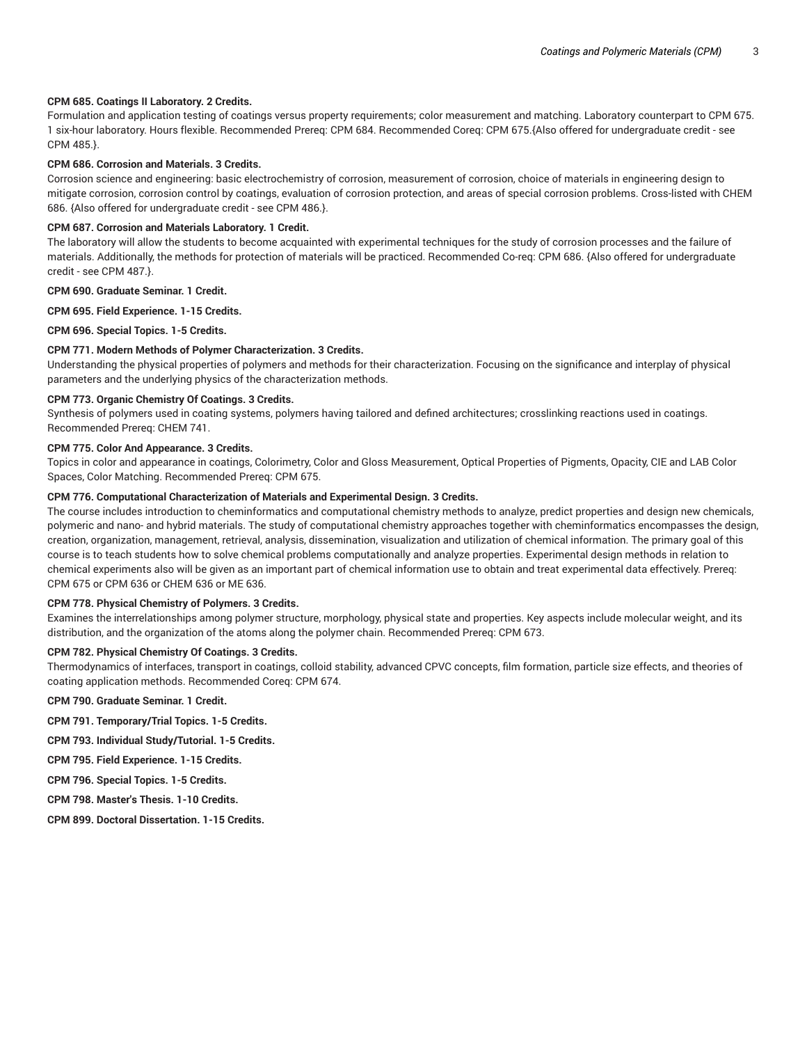**CPM 685. Coatings II Laboratory. 2 Credits.**
Formulation and application testing of coatings versus property requirements; color measurement and matching. Laboratory counterpart to CPM 675. 1 six-hour laboratory. Hours flexible. Recommended Prereq: CPM 684. Recommended Coreq: CPM 675.{Also offered for undergraduate credit - see CPM 485.}.

**CPM 686. Corrosion and Materials. 3 Credits.**
Corrosion science and engineering: basic electrochemistry of corrosion, measurement of corrosion, choice of materials in engineering design to mitigate corrosion, corrosion control by coatings, evaluation of corrosion protection, and areas of special corrosion problems. Cross-listed with CHEM 686. {Also offered for undergraduate credit - see CPM 486.}.

**CPM 687. Corrosion and Materials Laboratory. 1 Credit.**
The laboratory will allow the students to become acquainted with experimental techniques for the study of corrosion processes and the failure of materials. Additionally, the methods for protection of materials will be practiced. Recommended Co-req: CPM 686. {Also offered for undergraduate credit - see CPM 487.}.

**CPM 690. Graduate Seminar. 1 Credit.**

**CPM 695. Field Experience. 1-15 Credits.**

**CPM 696. Special Topics. 1-5 Credits.**

**CPM 771. Modern Methods of Polymer Characterization. 3 Credits.**
Understanding the physical properties of polymers and methods for their characterization. Focusing on the significance and interplay of physical parameters and the underlying physics of the characterization methods.

**CPM 773. Organic Chemistry Of Coatings. 3 Credits.**
Synthesis of polymers used in coating systems, polymers having tailored and defined architectures; crosslinking reactions used in coatings. Recommended Prereq: CHEM 741.

**CPM 775. Color And Appearance. 3 Credits.**
Topics in color and appearance in coatings, Colorimetry, Color and Gloss Measurement, Optical Properties of Pigments, Opacity, CIE and LAB Color Spaces, Color Matching. Recommended Prereq: CPM 675.

**CPM 776. Computational Characterization of Materials and Experimental Design. 3 Credits.**
The course includes introduction to cheminformatics and computational chemistry methods to analyze, predict properties and design new chemicals, polymeric and nano- and hybrid materials. The study of computational chemistry approaches together with cheminformatics encompasses the design, creation, organization, management, retrieval, analysis, dissemination, visualization and utilization of chemical information. The primary goal of this course is to teach students how to solve chemical problems computationally and analyze properties. Experimental design methods in relation to chemical experiments also will be given as an important part of chemical information use to obtain and treat experimental data effectively. Prereq: CPM 675 or CPM 636 or CHEM 636 or ME 636.

**CPM 778. Physical Chemistry of Polymers. 3 Credits.**
Examines the interrelationships among polymer structure, morphology, physical state and properties. Key aspects include molecular weight, and its distribution, and the organization of the atoms along the polymer chain. Recommended Prereq: CPM 673.

**CPM 782. Physical Chemistry Of Coatings. 3 Credits.**
Thermodynamics of interfaces, transport in coatings, colloid stability, advanced CPVC concepts, film formation, particle size effects, and theories of coating application methods. Recommended Coreq: CPM 674.

**CPM 790. Graduate Seminar. 1 Credit.**

**CPM 791. Temporary/Trial Topics. 1-5 Credits.**

**CPM 793. Individual Study/Tutorial. 1-5 Credits.**

**CPM 795. Field Experience. 1-15 Credits.**

**CPM 796. Special Topics. 1-5 Credits.**

**CPM 798. Master's Thesis. 1-10 Credits.**

**CPM 899. Doctoral Dissertation. 1-15 Credits.**